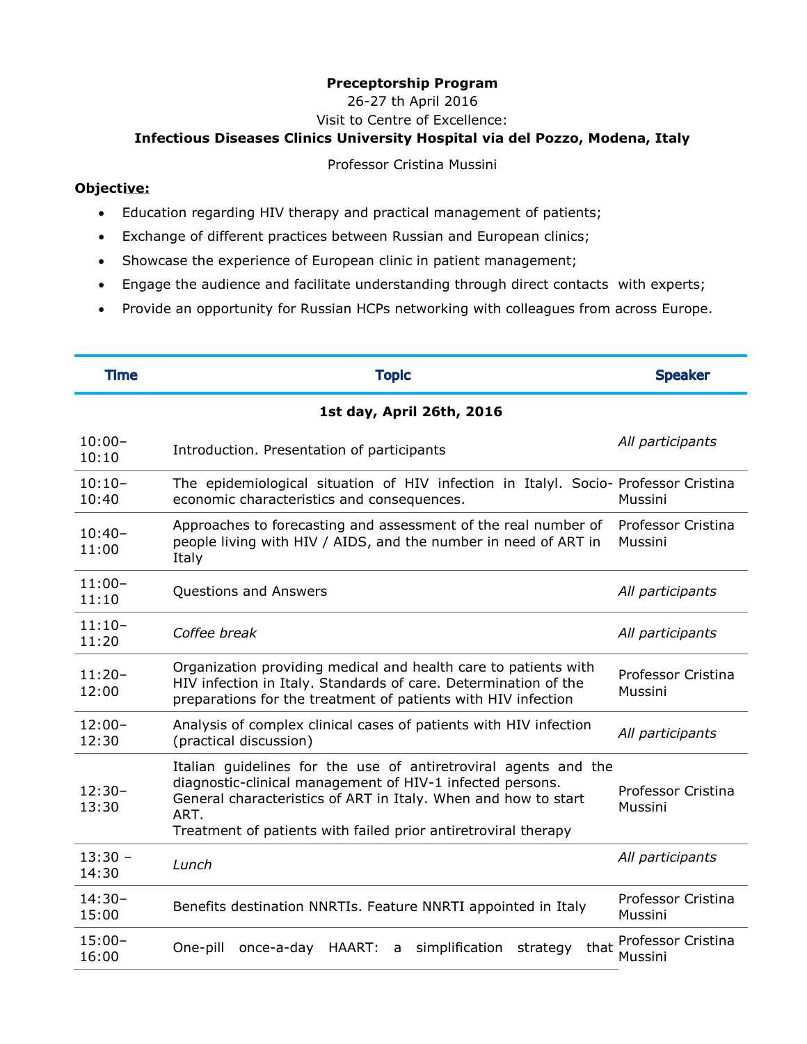**Preceptorship Program**

26-27 th April 2016

Visit to Centre of Excellence:

**Infectious Diseases Clinics University Hospital via del Pozzo, Modena, Italy**

Professor Cristina Mussini

**Objective:**

- Education regarding HIV therapy and practical management of patients;
- Exchange of different practices between Russian and European clinics;
- Showcase the experience of European clinic in patient management;
- Engage the audience and facilitate understanding through direct contacts with experts;
- Provide an opportunity for Russian HCPs networking with colleagues from across Europe.

| Time | Topic | Speaker |
|---|---|---|
| | **1st day, April 26th, 2016** | |
| 10:00–10:10 | Introduction. Presentation of participants | *All participants* |
| 10:10–10:40 | The epidemiological situation of HIV infection in Italyl. Socio-economic characteristics and consequences. | Professor Cristina Mussini |
| 10:40–11:00 | Approaches to forecasting and assessment of the real number of people living with HIV / AIDS, and the number in need of ART in Italy | Professor Cristina Mussini |
| 11:00–11:10 | Questions and Answers | *All participants* |
| 11:10–11:20 | *Coffee break* | *All participants* |
| 11:20–12:00 | Organization providing medical and health care to patients with HIV infection in Italy. Standards of care. Determination of the preparations for the treatment of patients with HIV infection | Professor Cristina Mussini |
| 12:00–12:30 | Analysis of complex clinical cases of patients with HIV infection (practical discussion) | *All participants* |
| 12:30–13:30 | Italian guidelines for the use of antiretroviral agents and the diagnostic-clinical management of HIV-1 infected persons. General characteristics of ART in Italy. When and how to start ART. Treatment of patients with failed prior antiretroviral therapy | Professor Cristina Mussini |
| 13:30 – 14:30 | *Lunch* | *All participants* |
| 14:30–15:00 | Benefits destination NNRTIs. Feature NNRTI appointed in Italy | Professor Cristina Mussini |
| 15:00–16:00 | One-pill once-a-day HAART: a simplification strategy that | Professor Cristina Mussini |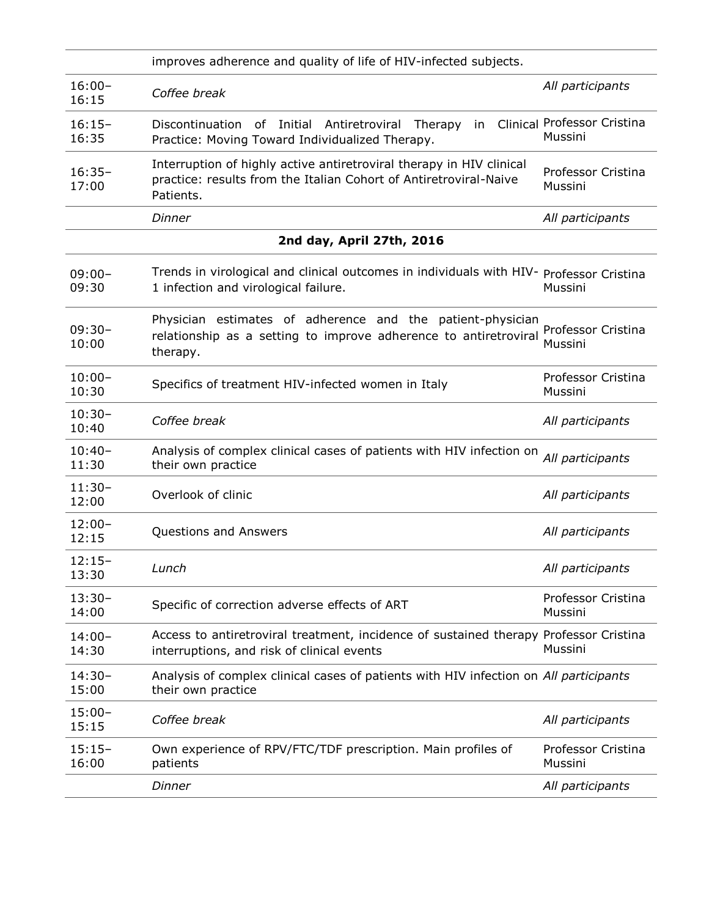| | | |
|---|---|---|
| | improves adherence and quality of life of HIV-infected subjects. | |
| 16:00–16:15 | *Coffee break* | *All participants* |
| 16:15–16:35 | Discontinuation of Initial Antiretroviral Therapy in Clinical Practice: Moving Toward Individualized Therapy. | Professor Cristina Mussini |
| 16:35–17:00 | Interruption of highly active antiretroviral therapy in HIV clinical practice: results from the Italian Cohort of Antiretroviral-Naive Patients. | Professor Cristina Mussini |
| | *Dinner* | *All participants* |
| | **2nd day, April 27th, 2016** | |
| 09:00–09:30 | Trends in virological and clinical outcomes in individuals with HIV-1 infection and virological failure. | Professor Cristina Mussini |
| 09:30–10:00 | Physician estimates of adherence and the patient-physician relationship as a setting to improve adherence to antiretroviral therapy. | Professor Cristina Mussini |
| 10:00–10:30 | Specifics of treatment HIV-infected women in Italy | Professor Cristina Mussini |
| 10:30–10:40 | *Coffee break* | *All participants* |
| 10:40–11:30 | Analysis of complex clinical cases of patients with HIV infection on their own practice | *All participants* |
| 11:30–12:00 | Overlook of clinic | *All participants* |
| 12:00–12:15 | Questions and Answers | *All participants* |
| 12:15–13:30 | *Lunch* | *All participants* |
| 13:30–14:00 | Specific of correction adverse effects of ART | Professor Cristina Mussini |
| 14:00–14:30 | Access to antiretroviral treatment, incidence of sustained therapy interruptions, and risk of clinical events | Professor Cristina Mussini |
| 14:30–15:00 | Analysis of complex clinical cases of patients with HIV infection on their own practice | *All participants* |
| 15:00–15:15 | *Coffee break* | *All participants* |
| 15:15–16:00 | Own experience of RPV/FTC/TDF prescription. Main profiles of patients | Professor Cristina Mussini |
| | *Dinner* | *All participants* |